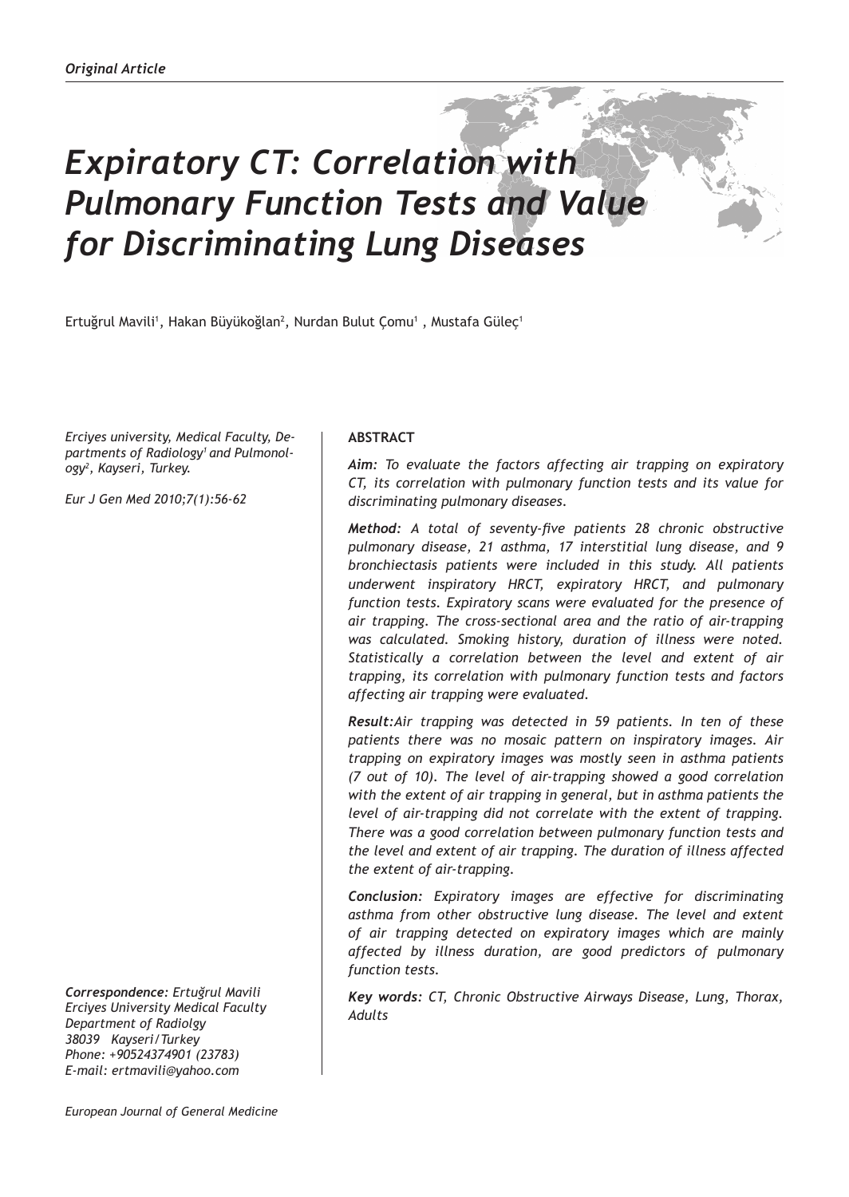*Original Article*

# *Expiratory CT: Correlation with Pulmonary Function Tests and Value for Discriminating Lung Diseases*

Ertuğrul Mavili[1], Hakan Büyükoğlan[2], Nurdan Bulut Çomu[1] , Mustafa Güleç[1]

*Erciyes university, Medical Faculty, Departments of Radiology[1] and Pulmonology[2], Kayseri, Turkey.*

*Eur J Gen Med 2010;7(1):56-62*

***Correspondence:*** *Ertuğrul Mavili*
*Erciyes University Medical Faculty*
*Department of Radiolgy*
*38039 Kayseri/Turkey*
*Phone: +90524374901 (23783)*
*E-mail: ertmavili@yahoo.com*

**ABSTRACT**

***Aim:*** *To evaluate the factors affecting air trapping on expiratory CT, its correlation with pulmonary function tests and its value for discriminating pulmonary diseases.*

***Method:*** *A total of seventy-five patients 28 chronic obstructive pulmonary disease, 21 asthma, 17 interstitial lung disease, and 9 bronchiectasis patients were included in this study. All patients underwent inspiratory HRCT, expiratory HRCT, and pulmonary function tests. Expiratory scans were evaluated for the presence of air trapping. The cross-sectional area and the ratio of air-trapping was calculated. Smoking history, duration of illness were noted. Statistically a correlation between the level and extent of air trapping, its correlation with pulmonary function tests and factors affecting air trapping were evaluated.*

***Result:*** *Air trapping was detected in 59 patients. In ten of these patients there was no mosaic pattern on inspiratory images. Air trapping on expiratory images was mostly seen in asthma patients (7 out of 10). The level of air-trapping showed a good correlation with the extent of air trapping in general, but in asthma patients the level of air-trapping did not correlate with the extent of trapping. There was a good correlation between pulmonary function tests and the level and extent of air trapping. The duration of illness affected the extent of air-trapping.*

***Conclusion:*** *Expiratory images are effective for discriminating asthma from other obstructive lung disease. The level and extent of air trapping detected on expiratory images which are mainly affected by illness duration, are good predictors of pulmonary function tests.*

***Key words****: CT, Chronic Obstructive Airways Disease, Lung, Thorax, Adults*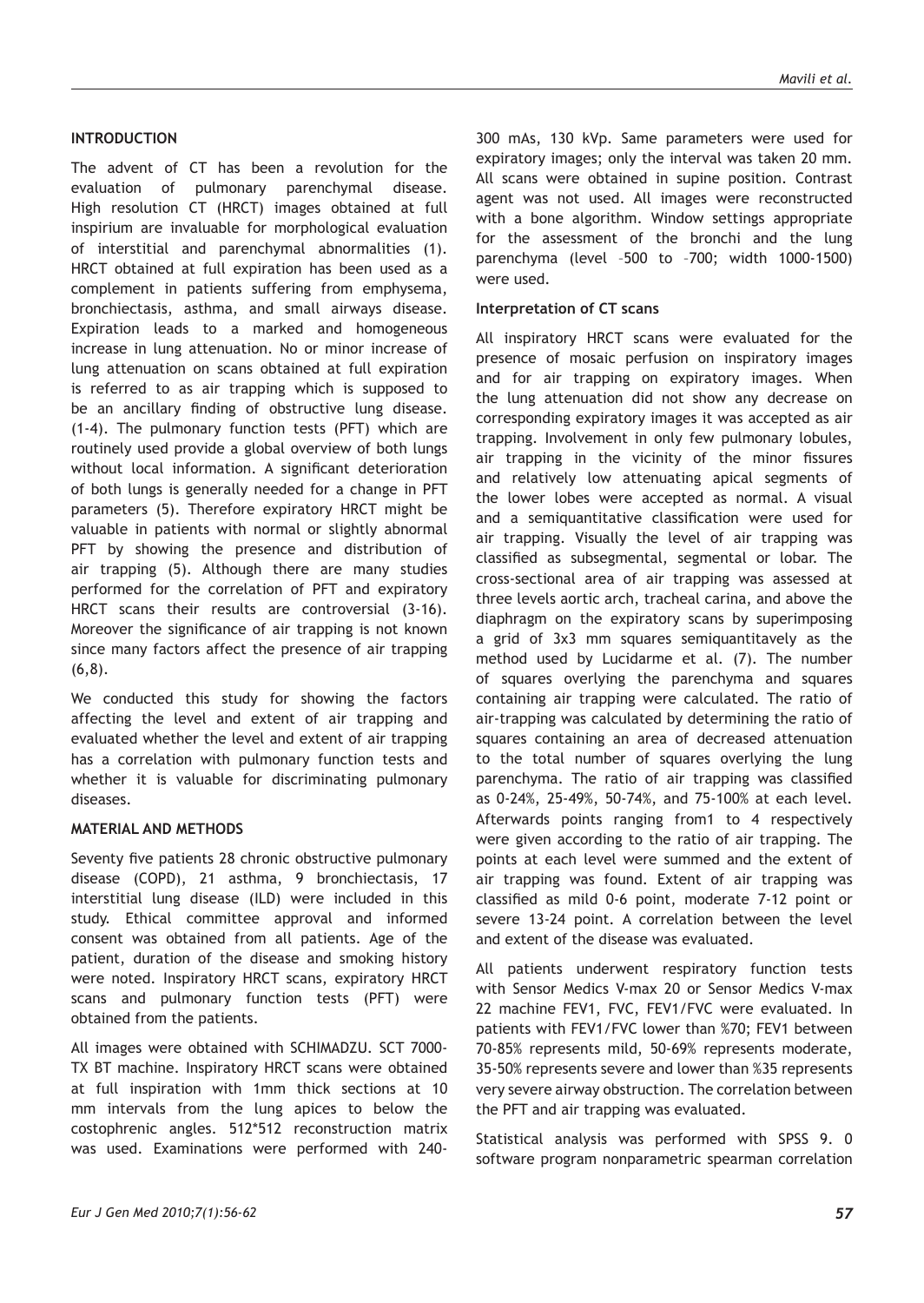## INTRODUCTION

The advent of CT has been a revolution for the evaluation of pulmonary parenchymal disease. High resolution CT (HRCT) images obtained at full inspirium are invaluable for morphological evaluation of interstitial and parenchymal abnormalities (1). HRCT obtained at full expiration has been used as a complement in patients suffering from emphysema, bronchiectasis, asthma, and small airways disease. Expiration leads to a marked and homogeneous increase in lung attenuation. No or minor increase of lung attenuation on scans obtained at full expiration is referred to as air trapping which is supposed to be an ancillary finding of obstructive lung disease. (1-4). The pulmonary function tests (PFT) which are routinely used provide a global overview of both lungs without local information. A significant deterioration of both lungs is generally needed for a change in PFT parameters (5). Therefore expiratory HRCT might be valuable in patients with normal or slightly abnormal PFT by showing the presence and distribution of air trapping (5). Although there are many studies performed for the correlation of PFT and expiratory HRCT scans their results are controversial (3-16). Moreover the significance of air trapping is not known since many factors affect the presence of air trapping (6,8).

We conducted this study for showing the factors affecting the level and extent of air trapping and evaluated whether the level and extent of air trapping has a correlation with pulmonary function tests and whether it is valuable for discriminating pulmonary diseases.

## MATERIAL AND METHODS

Seventy five patients 28 chronic obstructive pulmonary disease (COPD), 21 asthma, 9 bronchiectasis, 17 interstitial lung disease (ILD) were included in this study. Ethical committee approval and informed consent was obtained from all patients. Age of the patient, duration of the disease and smoking history were noted. Inspiratory HRCT scans, expiratory HRCT scans and pulmonary function tests (PFT) were obtained from the patients.

All images were obtained with SCHIMADZU. SCT 7000-TX BT machine. Inspiratory HRCT scans were obtained at full inspiration with 1mm thick sections at 10 mm intervals from the lung apices to below the costophrenic angles. 512*512 reconstruction matrix was used. Examinations were performed with 240-300 mAs, 130 kVp. Same parameters were used for expiratory images; only the interval was taken 20 mm. All scans were obtained in supine position. Contrast agent was not used. All images were reconstructed with a bone algorithm. Window settings appropriate for the assessment of the bronchi and the lung parenchyma (level –500 to –700; width 1000-1500) were used.

### Interpretation of CT scans

All inspiratory HRCT scans were evaluated for the presence of mosaic perfusion on inspiratory images and for air trapping on expiratory images. When the lung attenuation did not show any decrease on corresponding expiratory images it was accepted as air trapping. Involvement in only few pulmonary lobules, air trapping in the vicinity of the minor fissures and relatively low attenuating apical segments of the lower lobes were accepted as normal. A visual and a semiquantitative classification were used for air trapping. Visually the level of air trapping was classified as subsegmental, segmental or lobar. The cross-sectional area of air trapping was assessed at three levels aortic arch, tracheal carina, and above the diaphragm on the expiratory scans by superimposing a grid of 3x3 mm squares semiquantitatively as the method used by Lucidarme et al. (7). The number of squares overlying the parenchyma and squares containing air trapping were calculated. The ratio of air-trapping was calculated by determining the ratio of squares containing an area of decreased attenuation to the total number of squares overlying the lung parenchyma. The ratio of air trapping was classified as 0-24%, 25-49%, 50-74%, and 75-100% at each level. Afterwards points ranging from1 to 4 respectively were given according to the ratio of air trapping. The points at each level were summed and the extent of air trapping was found. Extent of air trapping was classified as mild 0-6 point, moderate 7-12 point or severe 13-24 point. A correlation between the level and extent of the disease was evaluated.

All patients underwent respiratory function tests with Sensor Medics V-max 20 or Sensor Medics V-max 22 machine FEV1, FVC, FEV1/FVC were evaluated. In patients with FEV1/FVC lower than %70; FEV1 between 70-85% represents mild, 50-69% represents moderate, 35-50% represents severe and lower than %35 represents very severe airway obstruction. The correlation between the PFT and air trapping was evaluated.

Statistical analysis was performed with SPSS 9. 0 software program nonparametric spearman correlation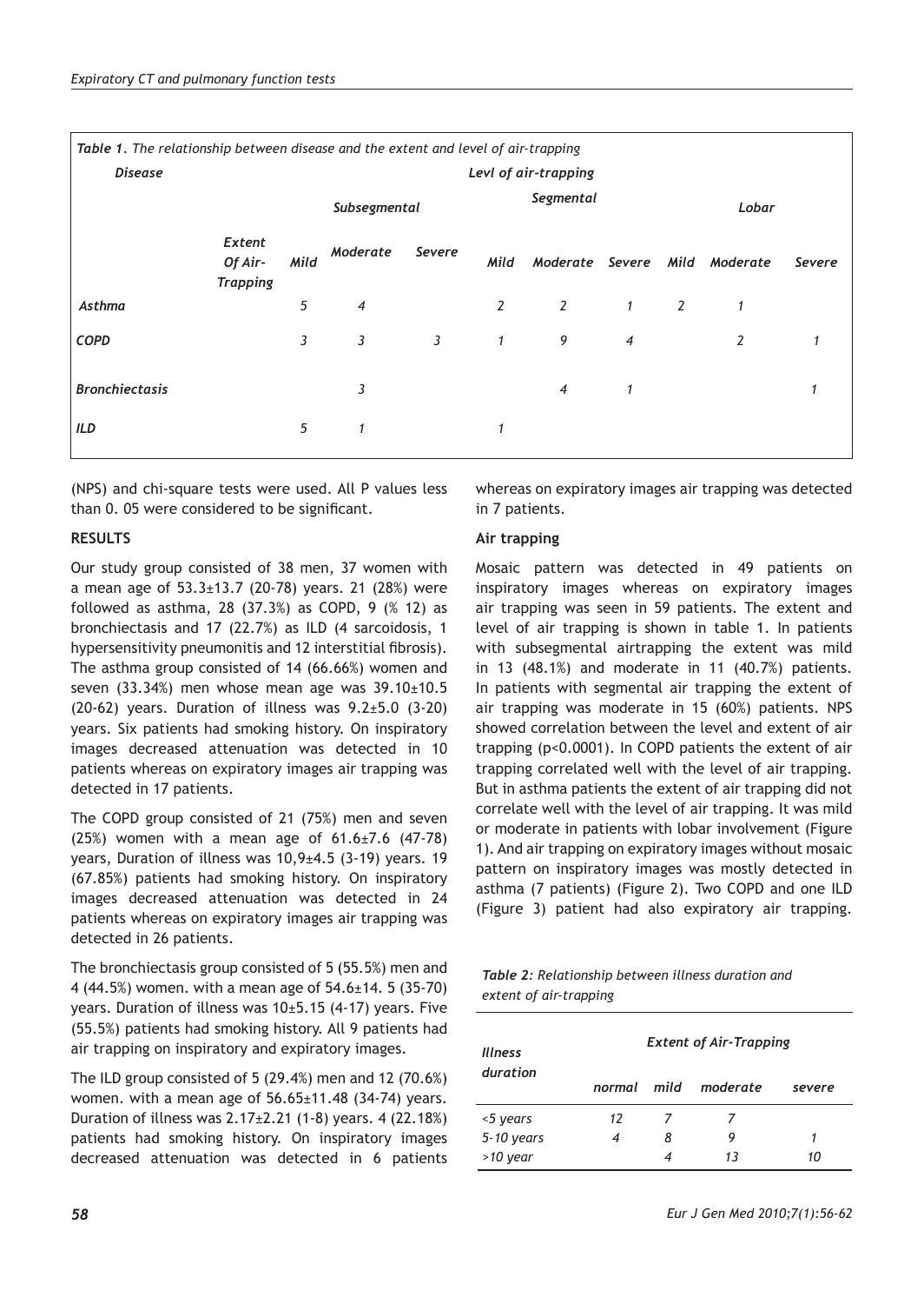| *Table 1. The relationship between disease and the extent and level of air-trapping* | | | | | | | | | | |
|---|---|---|---|---|---|---|---|---|---|---|
| ***Disease*** | | ***Levl of air-trapping*** | | | | | | | | |
| | | ***Subsegmental*** | | | ***Segmental*** | | | ***Lobar*** | | |
| | ***Extent Of Air-Trapping*** | ***Mild*** | ***Moderate*** | ***Severe*** | ***Mild*** | ***Moderate*** | ***Severe*** | ***Mild*** | ***Moderate*** | ***Severe*** |
| ***Asthma*** | | 5 | 4 | | 2 | 2 | 1 | 2 | 1 | |
| ***COPD*** | | 3 | 3 | 3 | 1 | 9 | 4 | | 2 | 1 |
| ***Bronchiectasis*** | | | 3 | | | 4 | 1 | | | 1 |
| ***ILD*** | | 5 | 1 | | 1 | | | | | |

(NPS) and chi-square tests were used. All P values less than 0. 05 were considered to be significant.

## RESULTS

Our study group consisted of 38 men, 37 women with a mean age of 53.3±13.7 (20-78) years. 21 (28%) were followed as asthma, 28 (37.3%) as COPD, 9 (% 12) as bronchiectasis and 17 (22.7%) as ILD (4 sarcoidosis, 1 hypersensitivity pneumonitis and 12 interstitial fibrosis). The asthma group consisted of 14 (66.66%) women and seven (33.34%) men whose mean age was 39.10±10.5 (20-62) years. Duration of illness was 9.2±5.0 (3-20) years. Six patients had smoking history. On inspiratory images decreased attenuation was detected in 10 patients whereas on expiratory images air trapping was detected in 17 patients.

The COPD group consisted of 21 (75%) men and seven (25%) women with a mean age of 61.6±7.6 (47-78) years, Duration of illness was 10,9±4.5 (3-19) years. 19 (67.85%) patients had smoking history. On inspiratory images decreased attenuation was detected in 24 patients whereas on expiratory images air trapping was detected in 26 patients.

The bronchiectasis group consisted of 5 (55.5%) men and 4 (44.5%) women. with a mean age of 54.6±14. 5 (35-70) years. Duration of illness was 10±5.15 (4-17) years. Five (55.5%) patients had smoking history. All 9 patients had air trapping on inspiratory and expiratory images.

The ILD group consisted of 5 (29.4%) men and 12 (70.6%) women. with a mean age of 56.65±11.48 (34-74) years. Duration of illness was 2.17±2.21 (1-8) years. 4 (22.18%) patients had smoking history. On inspiratory images decreased attenuation was detected in 6 patients whereas on expiratory images air trapping was detected in 7 patients.

### Air trapping

Mosaic pattern was detected in 49 patients on inspiratory images whereas on expiratory images air trapping was seen in 59 patients. The extent and level of air trapping is shown in table 1. In patients with subsegmental airtrapping the extent was mild in 13 (48.1%) and moderate in 11 (40.7%) patients. In patients with segmental air trapping the extent of air trapping was moderate in 15 (60%) patients. NPS showed correlation between the level and extent of air trapping (p<0.0001). In COPD patients the extent of air trapping correlated well with the level of air trapping. But in asthma patients the extent of air trapping did not correlate well with the level of air trapping. It was mild or moderate in patients with lobar involvement (Figure 1). And air trapping on expiratory images without mosaic pattern on inspiratory images was mostly detected in asthma (7 patients) (Figure 2). Two COPD and one ILD (Figure 3) patient had also expiratory air trapping.

*Table 2: Relationship between illness duration and extent of air-trapping*

| *Illness duration* | *Extent of Air-Trapping* | | | |
|---|---|---|---|---|
| | *normal* | *mild* | *moderate* | *severe* |
| *<5 years* | 12 | 7 | 7 | |
| *5-10 years* | 4 | 8 | 9 | 1 |
| *>10 year* | | 4 | 13 | 10 |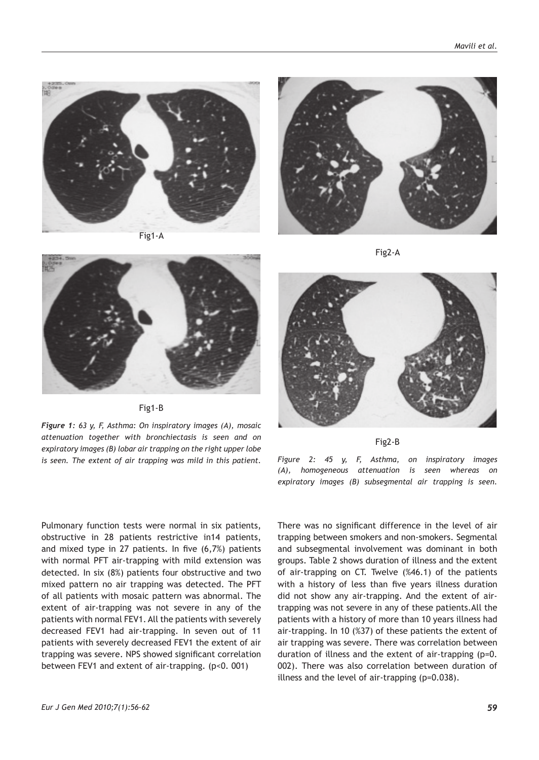Fig1-A

Fig1-B

*Figure 1: 63 y, F, Asthma: On inspiratory images (A), mosaic attenuation together with bronchiectasis is seen and on expiratory images (B) lobar air trapping on the right upper lobe is seen. The extent of air trapping was mild in this patient.*

Fig2-A

Fig2-B

*Figure 2: 45 y, F, Asthma, on inspiratory images (A), homogeneous attenuation is seen whereas on expiratory images (B) subsegmental air trapping is seen.*

Pulmonary function tests were normal in six patients, obstructive in 28 patients restrictive in14 patients, and mixed type in 27 patients. In five (6,7%) patients with normal PFT air-trapping with mild extension was detected. In six (8%) patients four obstructive and two mixed pattern no air trapping was detected. The PFT of all patients with mosaic pattern was abnormal. The extent of air-trapping was not severe in any of the patients with normal FEV1. All the patients with severely decreased FEV1 had air-trapping. In seven out of 11 patients with severely decreased FEV1 the extent of air trapping was severe. NPS showed significant correlation between FEV1 and extent of air-trapping. ($p<0.001$)

There was no significant difference in the level of air trapping between smokers and non-smokers. Segmental and subsegmental involvement was dominant in both groups. Table 2 shows duration of illness and the extent of air-trapping on CT. Twelve (%46.1) of the patients with a history of less than five years illness duration did not show any air-trapping. And the extent of air-trapping was not severe in any of these patients.All the patients with a history of more than 10 years illness had air-trapping. In 10 (%37) of these patients the extent of air trapping was severe. There was correlation between duration of illness and the extent of air-trapping ($p=0.002$). There was also correlation between duration of illness and the level of air-trapping ($p=0.038$).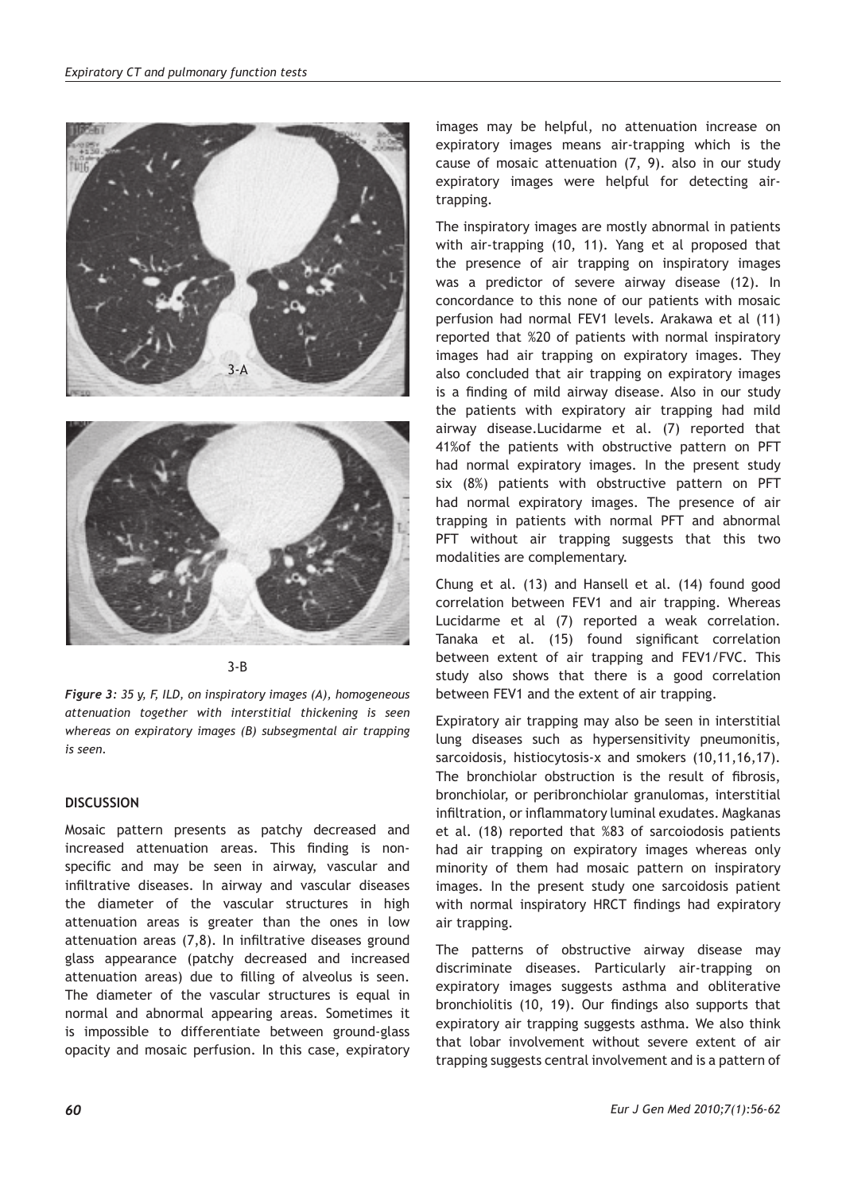3-A

3-B

*Figure 3: 35 y, F, ILD, on inspiratory images (A), homogeneous attenuation together with interstitial thickening is seen whereas on expiratory images (B) subsegmental air trapping is seen.*

## DISCUSSION

Mosaic pattern presents as patchy decreased and increased attenuation areas. This finding is non-specific and may be seen in airway, vascular and infiltrative diseases. In airway and vascular diseases the diameter of the vascular structures in high attenuation areas is greater than the ones in low attenuation areas (7,8). In infiltrative diseases ground glass appearance (patchy decreased and increased attenuation areas) due to filling of alveolus is seen. The diameter of the vascular structures is equal in normal and abnormal appearing areas. Sometimes it is impossible to differentiate between ground-glass opacity and mosaic perfusion. In this case, expiratory images may be helpful, no attenuation increase on expiratory images means air-trapping which is the cause of mosaic attenuation (7, 9). also in our study expiratory images were helpful for detecting air-trapping.

The inspiratory images are mostly abnormal in patients with air-trapping (10, 11). Yang et al proposed that the presence of air trapping on inspiratory images was a predictor of severe airway disease (12). In concordance to this none of our patients with mosaic perfusion had normal FEV1 levels. Arakawa et al (11) reported that %20 of patients with normal inspiratory images had air trapping on expiratory images. They also concluded that air trapping on expiratory images is a finding of mild airway disease. Also in our study the patients with expiratory air trapping had mild airway disease.Lucidarme et al. (7) reported that 41%of the patients with obstructive pattern on PFT had normal expiratory images. In the present study six (8%) patients with obstructive pattern on PFT had normal expiratory images. The presence of air trapping in patients with normal PFT and abnormal PFT without air trapping suggests that this two modalities are complementary.

Chung et al. (13) and Hansell et al. (14) found good correlation between FEV1 and air trapping. Whereas Lucidarme et al (7) reported a weak correlation. Tanaka et al. (15) found significant correlation between extent of air trapping and FEV1/FVC. This study also shows that there is a good correlation between FEV1 and the extent of air trapping.

Expiratory air trapping may also be seen in interstitial lung diseases such as hypersensitivity pneumonitis, sarcoidosis, histiocytosis-x and smokers (10,11,16,17). The bronchiolar obstruction is the result of fibrosis, bronchiolar, or peribronchiolar granulomas, interstitial infiltration, or inflammatory luminal exudates. Magkanas et al. (18) reported that %83 of sarcoiodosis patients had air trapping on expiratory images whereas only minority of them had mosaic pattern on inspiratory images. In the present study one sarcoidosis patient with normal inspiratory HRCT findings had expiratory air trapping.

The patterns of obstructive airway disease may discriminate diseases. Particularly air-trapping on expiratory images suggests asthma and obliterative bronchiolitis (10, 19). Our findings also supports that expiratory air trapping suggests asthma. We also think that lobar involvement without severe extent of air trapping suggests central involvement and is a pattern of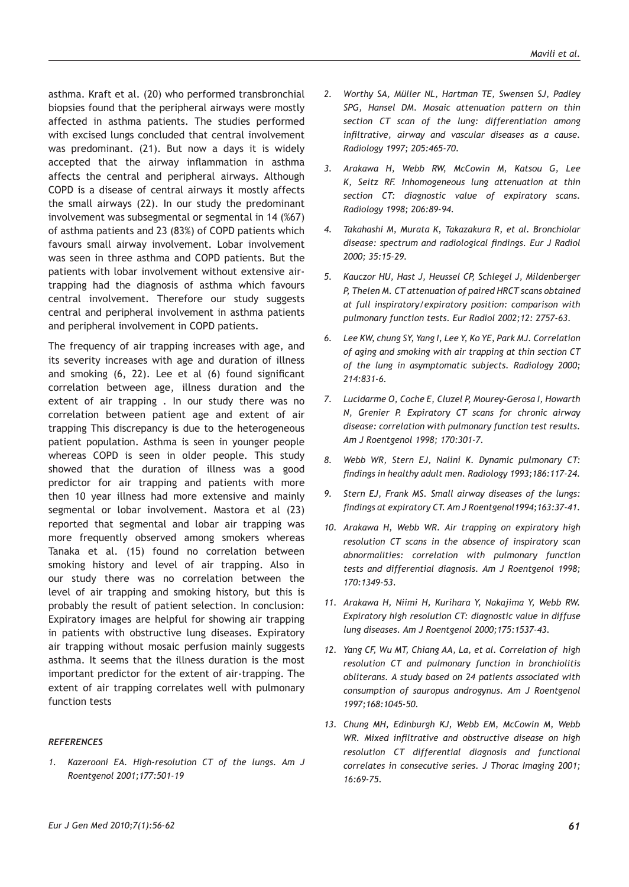asthma. Kraft et al. (20) who performed transbronchial biopsies found that the peripheral airways were mostly affected in asthma patients. The studies performed with excised lungs concluded that central involvement was predominant. (21). But now a days it is widely accepted that the airway inflammation in asthma affects the central and peripheral airways. Although COPD is a disease of central airways it mostly affects the small airways (22). In our study the predominant involvement was subsegmental or segmental in 14 (%67) of asthma patients and 23 (83%) of COPD patients which favours small airway involvement. Lobar involvement was seen in three asthma and COPD patients. But the patients with lobar involvement without extensive air-trapping had the diagnosis of asthma which favours central involvement. Therefore our study suggests central and peripheral involvement in asthma patients and peripheral involvement in COPD patients.

The frequency of air trapping increases with age, and its severity increases with age and duration of illness and smoking (6, 22). Lee et al (6) found significant correlation between age, illness duration and the extent of air trapping . In our study there was no correlation between patient age and extent of air trapping This discrepancy is due to the heterogeneous patient population. Asthma is seen in younger people whereas COPD is seen in older people. This study showed that the duration of illness was a good predictor for air trapping and patients with more then 10 year illness had more extensive and mainly segmental or lobar involvement. Mastora et al (23) reported that segmental and lobar air trapping was more frequently observed among smokers whereas Tanaka et al. (15) found no correlation between smoking history and level of air trapping. Also in our study there was no correlation between the level of air trapping and smoking history, but this is probably the result of patient selection. In conclusion: Expiratory images are helpful for showing air trapping in patients with obstructive lung diseases. Expiratory air trapping without mosaic perfusion mainly suggests asthma. It seems that the illness duration is the most important predictor for the extent of air-trapping. The extent of air trapping correlates well with pulmonary function tests

### REFERENCES

1. *Kazerooni EA. High-resolution CT of the lungs. Am J Roentgenol 2001;177:501-19*
2. *Worthy SA, Müller NL, Hartman TE, Swensen SJ, Padley SPG, Hansel DM. Mosaic attenuation pattern on thin section CT scan of the lung: differentiation among infiltrative, airway and vascular diseases as a cause. Radiology 1997; 205:465-70.*
3. *Arakawa H, Webb RW, McCowin M, Katsou G, Lee K, Seitz RF. Inhomogeneous lung attenuation at thin section CT: diagnostic value of expiratory scans. Radiology 1998; 206:89-94.*
4. *Takahashi M, Murata K, Takazakura R, et al. Bronchiolar disease: spectrum and radiological findings. Eur J Radiol 2000; 35:15-29.*
5. *Kauczor HU, Hast J, Heussel CP, Schlegel J, Mildenberger P, Thelen M. CT attenuation of paired HRCT scans obtained at full inspiratory/expiratory position: comparison with pulmonary function tests. Eur Radiol 2002;12: 2757-63.*
6. *Lee KW, chung SY, Yang I, Lee Y, Ko YE, Park MJ. Correlation of aging and smoking with air trapping at thin section CT of the lung in asymptomatic subjects. Radiology 2000; 214:831-6.*
7. *Lucidarme O, Coche E, Cluzel P, Mourey-Gerosa I, Howarth N, Grenier P. Expiratory CT scans for chronic airway disease: correlation with pulmonary function test results. Am J Roentgenol 1998; 170:301-7.*
8. *Webb WR, Stern EJ, Nalini K. Dynamic pulmonary CT: findings in healthy adult men. Radiology 1993;186:117-24.*
9. *Stern EJ, Frank MS. Small airway diseases of the lungs: findings at expiratory CT. Am J Roentgenol1994;163:37-41.*
10. *Arakawa H, Webb WR. Air trapping on expiratory high resolution CT scans in the absence of inspiratory scan abnormalities: correlation with pulmonary function tests and differential diagnosis. Am J Roentgenol 1998; 170:1349-53.*
11. *Arakawa H, Niimi H, Kurihara Y, Nakajima Y, Webb RW. Expiratory high resolution CT: diagnostic value in diffuse lung diseases. Am J Roentgenol 2000;175:1537-43.*
12. *Yang CF, Wu MT, Chiang AA, La, et al. Correlation of high resolution CT and pulmonary function in bronchiolitis obliterans. A study based on 24 patients associated with consumption of sauropus androgynus. Am J Roentgenol 1997;168:1045-50.*
13. *Chung MH, Edinburgh KJ, Webb EM, McCowin M, Webb WR. Mixed infiltrative and obstructive disease on high resolution CT differential diagnosis and functional correlates in consecutive series. J Thorac Imaging 2001; 16:69-75.*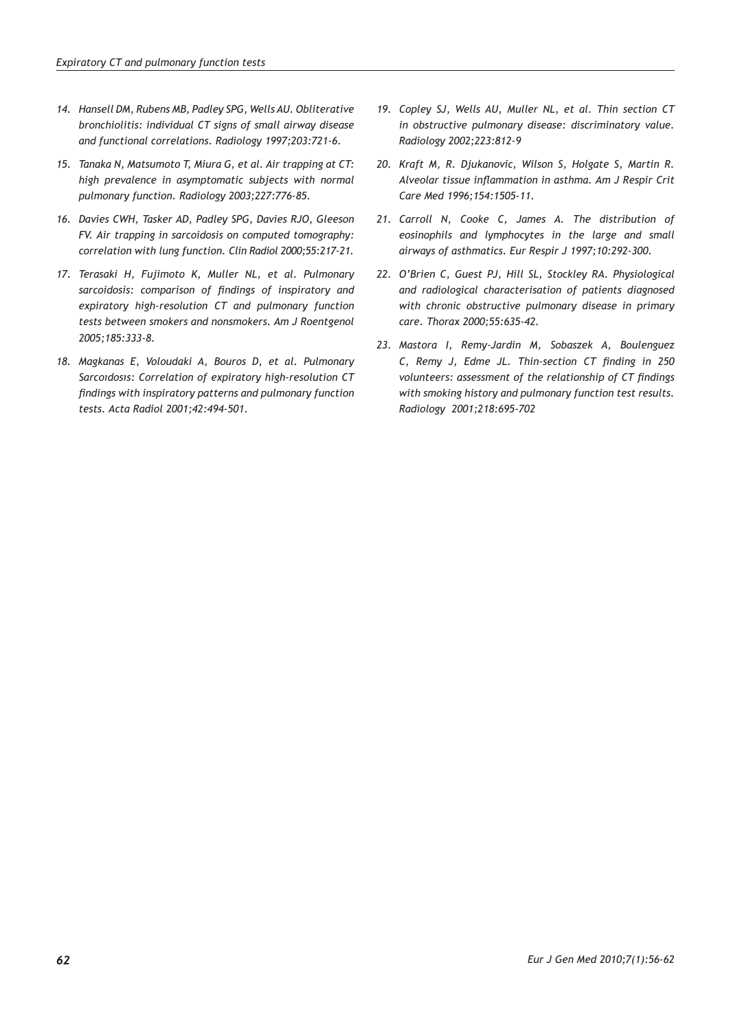14. *Hansell DM, Rubens MB, Padley SPG, Wells AU. Obliterative bronchiolitis: individual CT signs of small airway disease and functional correlations. Radiology 1997;203:721-6.*

15. *Tanaka N, Matsumoto T, Miura G, et al. Air trapping at CT: high prevalence in asymptomatic subjects with normal pulmonary function. Radiology 2003;227:776-85.*

16. *Davies CWH, Tasker AD, Padley SPG, Davies RJO, Gleeson FV. Air trapping in sarcoidosis on computed tomography: correlation with lung function. Clin Radiol 2000;55:217-21.*

17. *Terasaki H, Fujimoto K, Muller NL, et al. Pulmonary sarcoidosis: comparison of findings of inspiratory and expiratory high-resolution CT and pulmonary function tests between smokers and nonsmokers. Am J Roentgenol 2005;185:333-8.*

18. *Magkanas E, Voloudaki A, Bouros D, et al. Pulmonary Sarcoıdosıs: Correlation of expiratory high-resolution CT findings with inspiratory patterns and pulmonary function tests. Acta Radiol 2001;42:494-501.*

19. *Copley SJ, Wells AU, Muller NL, et al. Thin section CT in obstructive pulmonary disease: discriminatory value. Radiology 2002;223:812-9*

20. *Kraft M, R. Djukanovic, Wilson S, Holgate S, Martin R. Alveolar tissue inflammation in asthma. Am J Respir Crit Care Med 1996;154:1505-11.*

21. *Carroll N, Cooke C, James A. The distribution of eosinophils and lymphocytes in the large and small airways of asthmatics. Eur Respir J 1997;10:292-300.*

22. *O'Brien C, Guest PJ, Hill SL, Stockley RA. Physiological and radiological characterisation of patients diagnosed with chronic obstructive pulmonary disease in primary care. Thorax 2000;55:635-42.*

23. *Mastora I, Remy-Jardin M, Sobaszek A, Boulenguez C, Remy J, Edme JL. Thin-section CT finding in 250 volunteers: assessment of the relationship of CT findings with smoking history and pulmonary function test results. Radiology 2001;218:695-702*